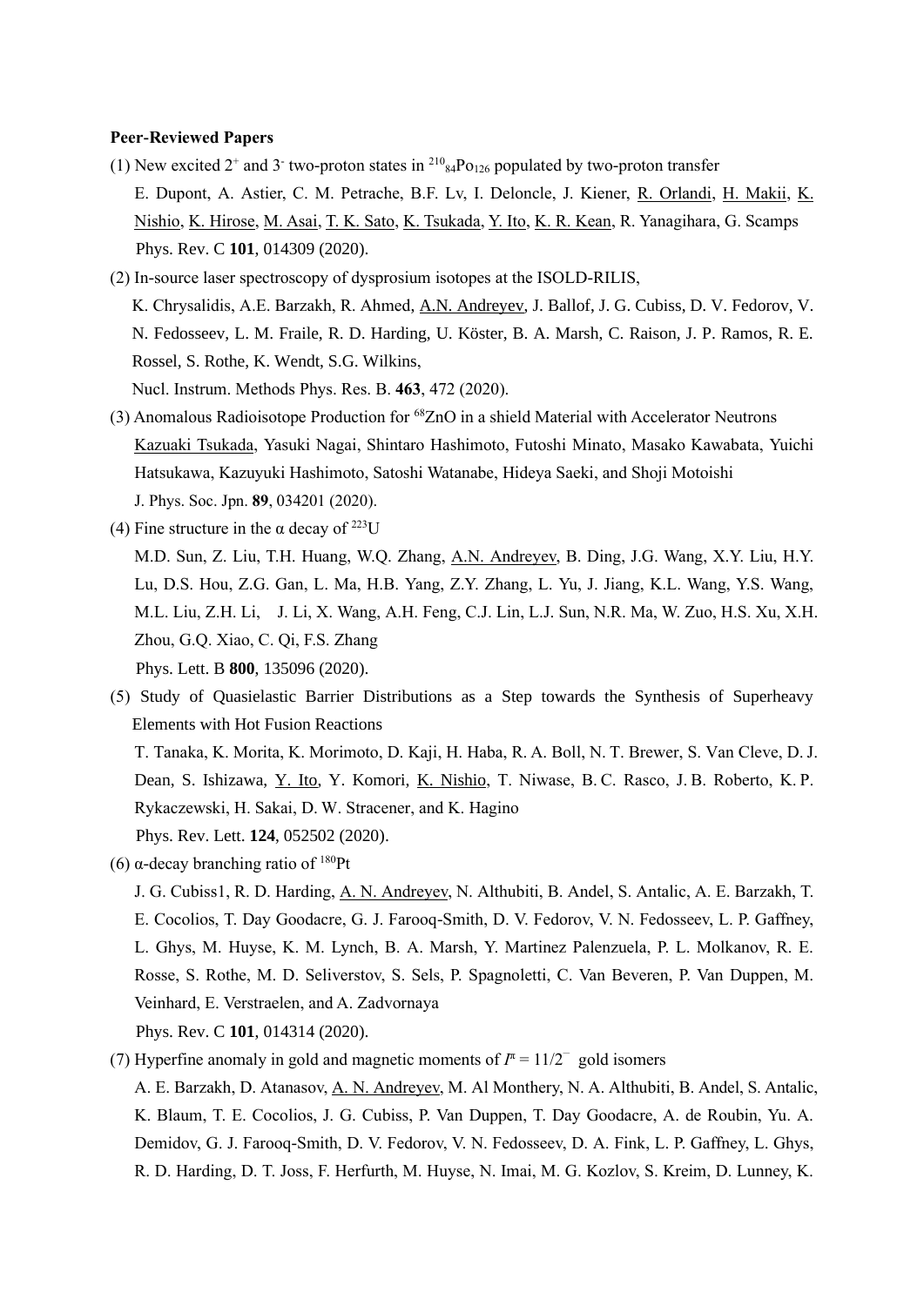**Peer-Reviewed Papers**

(1) New excited $2^+$ and $3^-$ two-proton states in $^{210}_{84}Po_{126}$ populated by two-proton transfer
E. Dupont, A. Astier, C. M. Petrache, B.F. Lv, I. Deloncle, J. Kiener, R. Orlandi, H. Makii, K. Nishio, K. Hirose, M. Asai, T. K. Sato, K. Tsukada, Y. Ito, K. R. Kean, R. Yanagihara, G. Scamps
Phys. Rev. C **101**, 014309 (2020).

(2) In-source laser spectroscopy of dysprosium isotopes at the ISOLD-RILIS,
K. Chrysalidis, A.E. Barzakh, R. Ahmed, A.N. Andreyev, J. Ballof, J. G. Cubiss, D. V. Fedorov, V. N. Fedosseev, L. M. Fraile, R. D. Harding, U. Köster, B. A. Marsh, C. Raison, J. P. Ramos, R. E. Rossel, S. Rothe, K. Wendt, S.G. Wilkins,
Nucl. Instrum. Methods Phys. Res. B. **463**, 472 (2020).

(3) Anomalous Radioisotope Production for $^{68}ZnO$ in a shield Material with Accelerator Neutrons
Kazuaki Tsukada, Yasuki Nagai, Shintaro Hashimoto, Futoshi Minato, Masako Kawabata, Yuichi Hatsukawa, Kazuyuki Hashimoto, Satoshi Watanabe, Hideya Saeki, and Shoji Motoishi
J. Phys. Soc. Jpn. **89**, 034201 (2020).

(4) Fine structure in the α decay of $^{223}U$
M.D. Sun, Z. Liu, T.H. Huang, W.Q. Zhang, A.N. Andreyev, B. Ding, J.G. Wang, X.Y. Liu, H.Y. Lu, D.S. Hou, Z.G. Gan, L. Ma, H.B. Yang, Z.Y. Zhang, L. Yu, J. Jiang, K.L. Wang, Y.S. Wang, M.L. Liu, Z.H. Li, J. Li, X. Wang, A.H. Feng, C.J. Lin, L.J. Sun, N.R. Ma, W. Zuo, H.S. Xu, X.H. Zhou, G.Q. Xiao, C. Qi, F.S. Zhang
Phys. Lett. B **800**, 135096 (2020).

(5) Study of Quasielastic Barrier Distributions as a Step towards the Synthesis of Superheavy Elements with Hot Fusion Reactions
T. Tanaka, K. Morita, K. Morimoto, D. Kaji, H. Haba, R. A. Boll, N. T. Brewer, S. Van Cleve, D. J. Dean, S. Ishizawa, Y. Ito, Y. Komori, K. Nishio, T. Niwase, B. C. Rasco, J. B. Roberto, K. P. Rykaczewski, H. Sakai, D. W. Stracener, and K. Hagino
Phys. Rev. Lett. **124**, 052502 (2020).

(6) α-decay branching ratio of $^{180}Pt$
J. G. Cubiss1, R. D. Harding, A. N. Andreyev, N. Althubiti, B. Andel, S. Antalic, A. E. Barzakh, T. E. Cocolios, T. Day Goodacre, G. J. Farooq-Smith, D. V. Fedorov, V. N. Fedosseev, L. P. Gaffney, L. Ghys, M. Huyse, K. M. Lynch, B. A. Marsh, Y. Martinez Palenzuela, P. L. Molkanov, R. E. Rosse, S. Rothe, M. D. Seliverstov, S. Sels, P. Spagnoletti, C. Van Beveren, P. Van Duppen, M. Veinhard, E. Verstraelen, and A. Zadvornaya
Phys. Rev. C **101**, 014314 (2020).

(7) Hyperfine anomaly in gold and magnetic moments of $I^{\pi} = 11/2^-$ gold isomers
A. E. Barzakh, D. Atanasov, A. N. Andreyev, M. Al Monthery, N. A. Althubiti, B. Andel, S. Antalic, K. Blaum, T. E. Cocolios, J. G. Cubiss, P. Van Duppen, T. Day Goodacre, A. de Roubin, Yu. A. Demidov, G. J. Farooq-Smith, D. V. Fedorov, V. N. Fedosseev, D. A. Fink, L. P. Gaffney, L. Ghys, R. D. Harding, D. T. Joss, F. Herfurth, M. Huyse, N. Imai, M. G. Kozlov, S. Kreim, D. Lunney, K.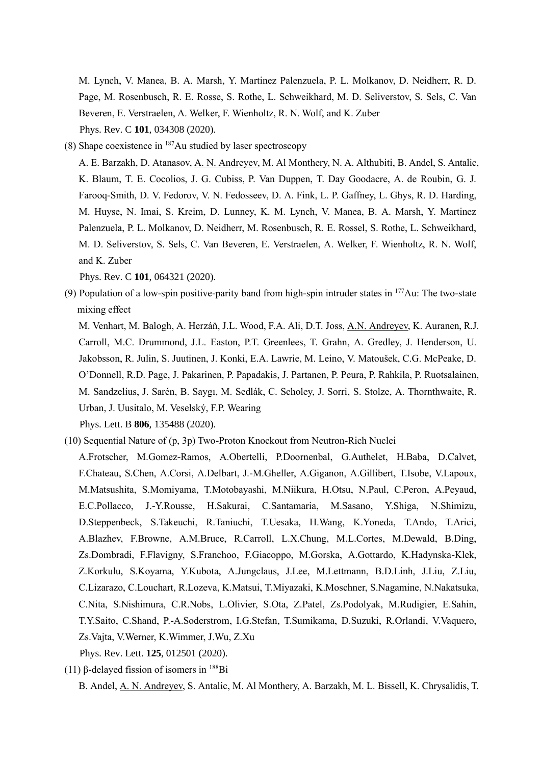M. Lynch, V. Manea, B. A. Marsh, Y. Martinez Palenzuela, P. L. Molkanov, D. Neidherr, R. D. Page, M. Rosenbusch, R. E. Rosse, S. Rothe, L. Schweikhard, M. D. Seliverstov, S. Sels, C. Van Beveren, E. Verstraelen, A. Welker, F. Wienholtz, R. N. Wolf, and K. Zuber

Phys. Rev. C **101**, 034308 (2020).

(8) Shape coexistence in $^{187}$Au studied by laser spectroscopy

A. E. Barzakh, D. Atanasov, A. N. Andreyev, M. Al Monthery, N. A. Althubiti, B. Andel, S. Antalic, K. Blaum, T. E. Cocolios, J. G. Cubiss, P. Van Duppen, T. Day Goodacre, A. de Roubin, G. J. Farooq-Smith, D. V. Fedorov, V. N. Fedosseev, D. A. Fink, L. P. Gaffney, L. Ghys, R. D. Harding, M. Huyse, N. Imai, S. Kreim, D. Lunney, K. M. Lynch, V. Manea, B. A. Marsh, Y. Martinez Palenzuela, P. L. Molkanov, D. Neidherr, M. Rosenbusch, R. E. Rossel, S. Rothe, L. Schweikhard, M. D. Seliverstov, S. Sels, C. Van Beveren, E. Verstraelen, A. Welker, F. Wienholtz, R. N. Wolf, and K. Zuber

Phys. Rev. C **101**, 064321 (2020).

(9) Population of a low-spin positive-parity band from high-spin intruder states in $^{177}$Au: The two-state mixing effect

M. Venhart, M. Balogh, A. Herzáň, J.L. Wood, F.A. Ali, D.T. Joss, A.N. Andreyev, K. Auranen, R.J. Carroll, M.C. Drummond, J.L. Easton, P.T. Greenlees, T. Grahn, A. Gredley, J. Henderson, U. Jakobsson, R. Julin, S. Juutinen, J. Konki, E.A. Lawrie, M. Leino, V. Matoušek, C.G. McPeake, D. O'Donnell, R.D. Page, J. Pakarinen, P. Papadakis, J. Partanen, P. Peura, P. Rahkila, P. Ruotsalainen, M. Sandzelius, J. Sarén, B. Saygı, M. Sedlák, C. Scholey, J. Sorri, S. Stolze, A. Thornthwaite, R. Urban, J. Uusitalo, M. Veselský, F.P. Wearing

Phys. Lett. B **806**, 135488 (2020).

(10) Sequential Nature of (p, 3p) Two-Proton Knockout from Neutron-Rich Nuclei

A.Frotscher, M.Gomez-Ramos, A.Obertelli, P.Doornenbal, G.Authelet, H.Baba, D.Calvet, F.Chateau, S.Chen, A.Corsi, A.Delbart, J.-M.Gheller, A.Giganon, A.Gillibert, T.Isobe, V.Lapoux, M.Matsushita, S.Momiyama, T.Motobayashi, M.Niikura, H.Otsu, N.Paul, C.Peron, A.Peyaud, E.C.Pollacco, J.-Y.Rousse, H.Sakurai, C.Santamaria, M.Sasano, Y.Shiga, N.Shimizu, D.Steppenbeck, S.Takeuchi, R.Taniuchi, T.Uesaka, H.Wang, K.Yoneda, T.Ando, T.Arici, A.Blazhev, F.Browne, A.M.Bruce, R.Carroll, L.X.Chung, M.L.Cortes, M.Dewald, B.Ding, Zs.Dombradi, F.Flavigny, S.Franchoo, F.Giacoppo, M.Gorska, A.Gottardo, K.Hadynska-Klek, Z.Korkulu, S.Koyama, Y.Kubota, A.Jungclaus, J.Lee, M.Lettmann, B.D.Linh, J.Liu, Z.Liu, C.Lizarazo, C.Louchart, R.Lozeva, K.Matsui, T.Miyazaki, K.Moschner, S.Nagamine, N.Nakatsuka, C.Nita, S.Nishimura, C.R.Nobs, L.Olivier, S.Ota, Z.Patel, Zs.Podolyak, M.Rudigier, E.Sahin, T.Y.Saito, C.Shand, P.-A.Soderstrom, I.G.Stefan, T.Sumikama, D.Suzuki, R.Orlandi, V.Vaquero, Zs.Vajta, V.Werner, K.Wimmer, J.Wu, Z.Xu

Phys. Rev. Lett. **125**, 012501 (2020).

(11) β-delayed fission of isomers in $^{188}$Bi

B. Andel, A. N. Andreyev, S. Antalic, M. Al Monthery, A. Barzakh, M. L. Bissell, K. Chrysalidis, T.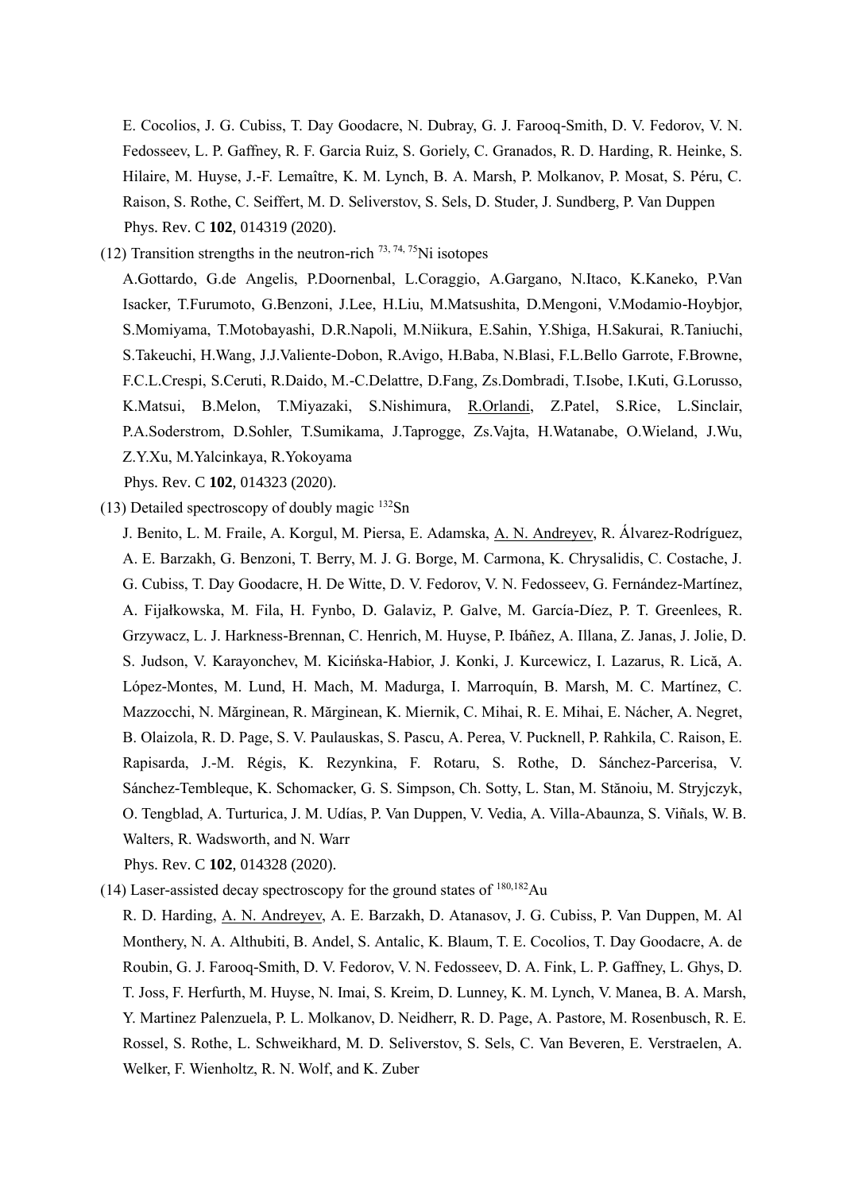E. Cocolios, J. G. Cubiss, T. Day Goodacre, N. Dubray, G. J. Farooq-Smith, D. V. Fedorov, V. N. Fedosseev, L. P. Gaffney, R. F. Garcia Ruiz, S. Goriely, C. Granados, R. D. Harding, R. Heinke, S. Hilaire, M. Huyse, J.-F. Lemaître, K. M. Lynch, B. A. Marsh, P. Molkanov, P. Mosat, S. Péru, C. Raison, S. Rothe, C. Seiffert, M. D. Seliverstov, S. Sels, D. Studer, J. Sundberg, P. Van Duppen
Phys. Rev. C **102**, 014319 (2020).

(12) Transition strengths in the neutron-rich $^{73,74,75}$Ni isotopes
A.Gottardo, G.de Angelis, P.Doornenbal, L.Coraggio, A.Gargano, N.Itaco, K.Kaneko, P.Van Isacker, T.Furumoto, G.Benzoni, J.Lee, H.Liu, M.Matsushita, D.Mengoni, V.Modamio-Hoybjor, S.Momiyama, T.Motobayashi, D.R.Napoli, M.Niikura, E.Sahin, Y.Shiga, H.Sakurai, R.Taniuchi, S.Takeuchi, H.Wang, J.J.Valiente-Dobon, R.Avigo, H.Baba, N.Blasi, F.L.Bello Garrote, F.Browne, F.C.L.Crespi, S.Ceruti, R.Daido, M.-C.Delattre, D.Fang, Zs.Dombradi, T.Isobe, I.Kuti, G.Lorusso, K.Matsui, B.Melon, T.Miyazaki, S.Nishimura, R.Orlandi, Z.Patel, S.Rice, L.Sinclair, P.A.Soderstrom, D.Sohler, T.Sumikama, J.Taprogge, Zs.Vajta, H.Watanabe, O.Wieland, J.Wu, Z.Y.Xu, M.Yalcinkaya, R.Yokoyama
Phys. Rev. C **102**, 014323 (2020).

(13) Detailed spectroscopy of doubly magic $^{132}$Sn
J. Benito, L. M. Fraile, A. Korgul, M. Piersa, E. Adamska, A. N. Andreyev, R. Álvarez-Rodríguez, A. E. Barzakh, G. Benzoni, T. Berry, M. J. G. Borge, M. Carmona, K. Chrysalidis, C. Costache, J. G. Cubiss, T. Day Goodacre, H. De Witte, D. V. Fedorov, V. N. Fedosseev, G. Fernández-Martínez, A. Fijałkowska, M. Fila, H. Fynbo, D. Galaviz, P. Galve, M. García-Díez, P. T. Greenlees, R. Grzywacz, L. J. Harkness-Brennan, C. Henrich, M. Huyse, P. Ibáñez, A. Illana, Z. Janas, J. Jolie, D. S. Judson, V. Karayonchev, M. Kicińska-Habior, J. Konki, J. Kurcewicz, I. Lazarus, R. Lică, A. López-Montes, M. Lund, H. Mach, M. Madurga, I. Marroquín, B. Marsh, M. C. Martínez, C. Mazzocchi, N. Mărginean, R. Mărginean, K. Miernik, C. Mihai, R. E. Mihai, E. Nácher, A. Negret, B. Olaizola, R. D. Page, S. V. Paulauskas, S. Pascu, A. Perea, V. Pucknell, P. Rahkila, C. Raison, E. Rapisarda, J.-M. Régis, K. Rezynkina, F. Rotaru, S. Rothe, D. Sánchez-Parcerisa, V. Sánchez-Tembleque, K. Schomacker, G. S. Simpson, Ch. Sotty, L. Stan, M. Stănoiu, M. Stryjczyk, O. Tengblad, A. Turturica, J. M. Udías, P. Van Duppen, V. Vedia, A. Villa-Abaunza, S. Viñals, W. B. Walters, R. Wadsworth, and N. Warr
Phys. Rev. C **102**, 014328 (2020).

(14) Laser-assisted decay spectroscopy for the ground states of $^{180,182}$Au
R. D. Harding, A. N. Andreyev, A. E. Barzakh, D. Atanasov, J. G. Cubiss, P. Van Duppen, M. Al Monthery, N. A. Althubiti, B. Andel, S. Antalic, K. Blaum, T. E. Cocolios, T. Day Goodacre, A. de Roubin, G. J. Farooq-Smith, D. V. Fedorov, V. N. Fedosseev, D. A. Fink, L. P. Gaffney, L. Ghys, D. T. Joss, F. Herfurth, M. Huyse, N. Imai, S. Kreim, D. Lunney, K. M. Lynch, V. Manea, B. A. Marsh, Y. Martinez Palenzuela, P. L. Molkanov, D. Neidherr, R. D. Page, A. Pastore, M. Rosenbusch, R. E. Rossel, S. Rothe, L. Schweikhard, M. D. Seliverstov, S. Sels, C. Van Beveren, E. Verstraelen, A. Welker, F. Wienholtz, R. N. Wolf, and K. Zuber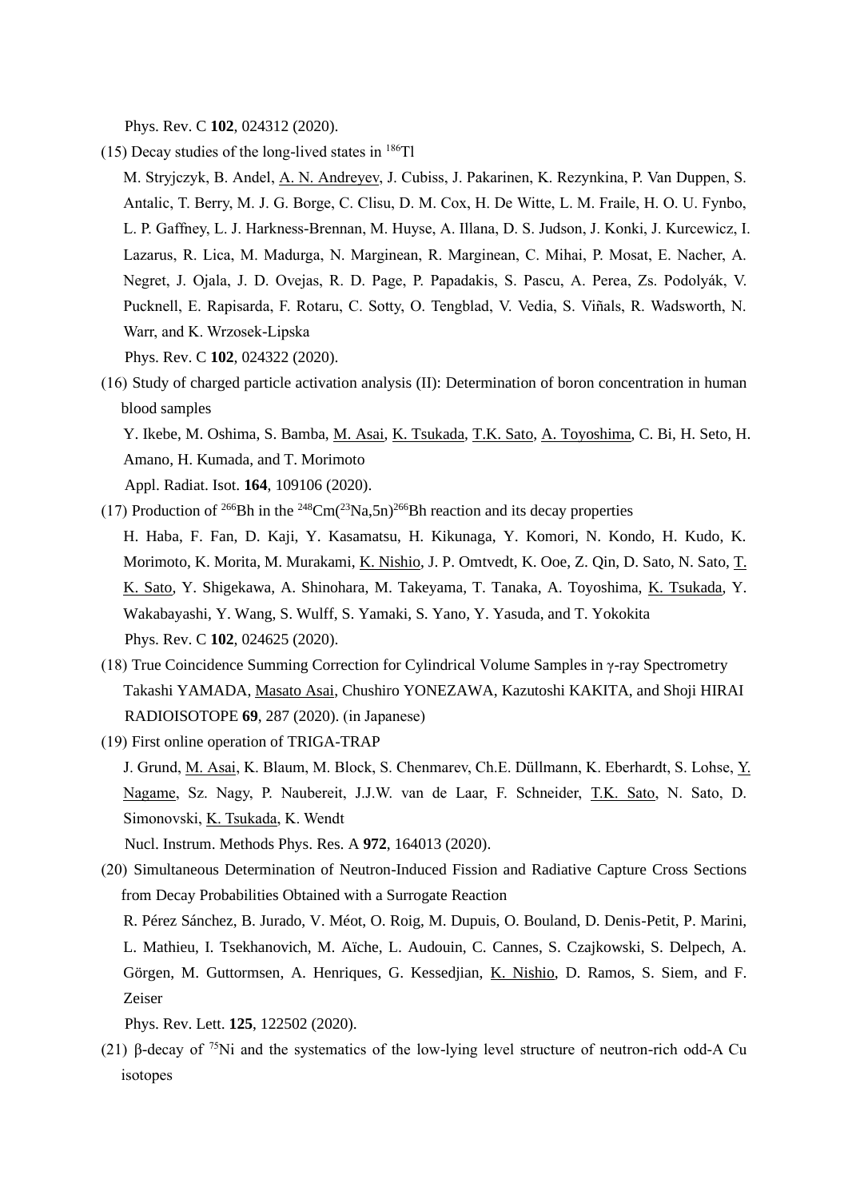Phys. Rev. C **102**, 024312 (2020).

(15) Decay studies of the long-lived states in $^{186}$Tl

M. Stryjczyk, B. Andel, A. N. Andreyev, J. Cubiss, J. Pakarinen, K. Rezynkina, P. Van Duppen, S. Antalic, T. Berry, M. J. G. Borge, C. Clisu, D. M. Cox, H. De Witte, L. M. Fraile, H. O. U. Fynbo, L. P. Gaffney, L. J. Harkness-Brennan, M. Huyse, A. Illana, D. S. Judson, J. Konki, J. Kurcewicz, I. Lazarus, R. Lica, M. Madurga, N. Marginean, R. Marginean, C. Mihai, P. Mosat, E. Nacher, A. Negret, J. Ojala, J. D. Ovejas, R. D. Page, P. Papadakis, S. Pascu, A. Perea, Zs. Podolyák, V. Pucknell, E. Rapisarda, F. Rotaru, C. Sotty, O. Tengblad, V. Vedia, S. Viñals, R. Wadsworth, N. Warr, and K. Wrzosek-Lipska

Phys. Rev. C **102**, 024322 (2020).

(16) Study of charged particle activation analysis (II): Determination of boron concentration in human blood samples

Y. Ikebe, M. Oshima, S. Bamba, M. Asai, K. Tsukada, T.K. Sato, A. Toyoshima, C. Bi, H. Seto, H. Amano, H. Kumada, and T. Morimoto

Appl. Radiat. Isot. **164**, 109106 (2020).

(17) Production of $^{266}$Bh in the $^{248}$Cm($^{23}$Na,5n)$^{266}$Bh reaction and its decay properties

H. Haba, F. Fan, D. Kaji, Y. Kasamatsu, H. Kikunaga, Y. Komori, N. Kondo, H. Kudo, K. Morimoto, K. Morita, M. Murakami, K. Nishio, J. P. Omtvedt, K. Ooe, Z. Qin, D. Sato, N. Sato, T. K. Sato, Y. Shigekawa, A. Shinohara, M. Takeyama, T. Tanaka, A. Toyoshima, K. Tsukada, Y. Wakabayashi, Y. Wang, S. Wulff, S. Yamaki, S. Yano, Y. Yasuda, and T. Yokokita

Phys. Rev. C **102**, 024625 (2020).

(18) True Coincidence Summing Correction for Cylindrical Volume Samples in γ-ray Spectrometry

Takashi YAMADA, Masato Asai, Chushiro YONEZAWA, Kazutoshi KAKITA, and Shoji HIRAI

RADIOISOTOPE **69**, 287 (2020). (in Japanese)

(19) First online operation of TRIGA-TRAP

J. Grund, M. Asai, K. Blaum, M. Block, S. Chenmarev, Ch.E. Düllmann, K. Eberhardt, S. Lohse, Y. Nagame, Sz. Nagy, P. Naubereit, J.J.W. van de Laar, F. Schneider, T.K. Sato, N. Sato, D. Simonovski, K. Tsukada, K. Wendt

Nucl. Instrum. Methods Phys. Res. A **972**, 164013 (2020).

(20) Simultaneous Determination of Neutron-Induced Fission and Radiative Capture Cross Sections from Decay Probabilities Obtained with a Surrogate Reaction

R. Pérez Sánchez, B. Jurado, V. Méot, O. Roig, M. Dupuis, O. Bouland, D. Denis-Petit, P. Marini, L. Mathieu, I. Tsekhanovich, M. Aïche, L. Audouin, C. Cannes, S. Czajkowski, S. Delpech, A. Görgen, M. Guttormsen, A. Henriques, G. Kessedjian, K. Nishio, D. Ramos, S. Siem, and F. Zeiser

Phys. Rev. Lett. **125**, 122502 (2020).

(21) β-decay of $^{75}$Ni and the systematics of the low-lying level structure of neutron-rich odd-A Cu isotopes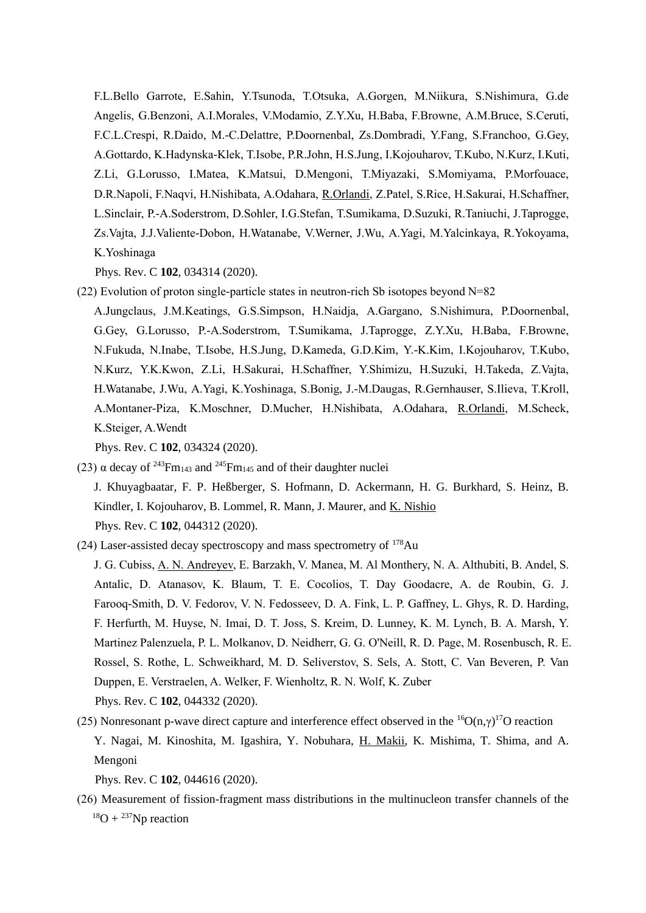F.L.Bello Garrote, E.Sahin, Y.Tsunoda, T.Otsuka, A.Gorgen, M.Niikura, S.Nishimura, G.de Angelis, G.Benzoni, A.I.Morales, V.Modamio, Z.Y.Xu, H.Baba, F.Browne, A.M.Bruce, S.Ceruti, F.C.L.Crespi, R.Daido, M.-C.Delattre, P.Doornenbal, Zs.Dombradi, Y.Fang, S.Franchoo, G.Gey, A.Gottardo, K.Hadynska-Klek, T.Isobe, P.R.John, H.S.Jung, I.Kojouharov, T.Kubo, N.Kurz, I.Kuti, Z.Li, G.Lorusso, I.Matea, K.Matsui, D.Mengoni, T.Miyazaki, S.Momiyama, P.Morfouace, D.R.Napoli, F.Naqvi, H.Nishibata, A.Odahara, R.Orlandi, Z.Patel, S.Rice, H.Sakurai, H.Schaffner, L.Sinclair, P.-A.Soderstrom, D.Sohler, I.G.Stefan, T.Sumikama, D.Suzuki, R.Taniuchi, J.Taprogge, Zs.Vajta, J.J.Valiente-Dobon, H.Watanabe, V.Werner, J.Wu, A.Yagi, M.Yalcinkaya, R.Yokoyama, K.Yoshinaga

Phys. Rev. C **102**, 034314 (2020).

(22) Evolution of proton single-particle states in neutron-rich Sb isotopes beyond N=82

A.Jungclaus, J.M.Keatings, G.S.Simpson, H.Naidja, A.Gargano, S.Nishimura, P.Doornenbal, G.Gey, G.Lorusso, P.-A.Soderstrom, T.Sumikama, J.Taprogge, Z.Y.Xu, H.Baba, F.Browne, N.Fukuda, N.Inabe, T.Isobe, H.S.Jung, D.Kameda, G.D.Kim, Y.-K.Kim, I.Kojouharov, T.Kubo, N.Kurz, Y.K.Kwon, Z.Li, H.Sakurai, H.Schaffner, Y.Shimizu, H.Suzuki, H.Takeda, Z.Vajta, H.Watanabe, J.Wu, A.Yagi, K.Yoshinaga, S.Bonig, J.-M.Daugas, R.Gernhauser, S.Ilieva, T.Kroll, A.Montaner-Piza, K.Moschner, D.Mucher, H.Nishibata, A.Odahara, R.Orlandi, M.Scheck, K.Steiger, A.Wendt

Phys. Rev. C **102**, 034324 (2020).

(23) α decay of $^{243}Fm_{143}$ and $^{245}Fm_{145}$ and of their daughter nuclei

J. Khuyagbaatar, F. P. Heßberger, S. Hofmann, D. Ackermann, H. G. Burkhard, S. Heinz, B. Kindler, I. Kojouharov, B. Lommel, R. Mann, J. Maurer, and K. Nishio

Phys. Rev. C **102**, 044312 (2020).

(24) Laser-assisted decay spectroscopy and mass spectrometry of $^{178}Au$

J. G. Cubiss, A. N. Andreyev, E. Barzakh, V. Manea, M. Al Monthery, N. A. Althubiti, B. Andel, S. Antalic, D. Atanasov, K. Blaum, T. E. Cocolios, T. Day Goodacre, A. de Roubin, G. J. Farooq-Smith, D. V. Fedorov, V. N. Fedosseev, D. A. Fink, L. P. Gaffney, L. Ghys, R. D. Harding, F. Herfurth, M. Huyse, N. Imai, D. T. Joss, S. Kreim, D. Lunney, K. M. Lynch, B. A. Marsh, Y. Martinez Palenzuela, P. L. Molkanov, D. Neidherr, G. G. O'Neill, R. D. Page, M. Rosenbusch, R. E. Rossel, S. Rothe, L. Schweikhard, M. D. Seliverstov, S. Sels, A. Stott, C. Van Beveren, P. Van Duppen, E. Verstraelen, A. Welker, F. Wienholtz, R. N. Wolf, K. Zuber

Phys. Rev. C **102**, 044332 (2020).

(25) Nonresonant p-wave direct capture and interference effect observed in the $^{16}O(n,\gamma)^{17}O$ reaction

Y. Nagai, M. Kinoshita, M. Igashira, Y. Nobuhara, H. Makii, K. Mishima, T. Shima, and A. Mengoni

Phys. Rev. C **102**, 044616 (2020).

(26) Measurement of fission-fragment mass distributions in the multinucleon transfer channels of the $^{18}O$ + $^{237}Np$ reaction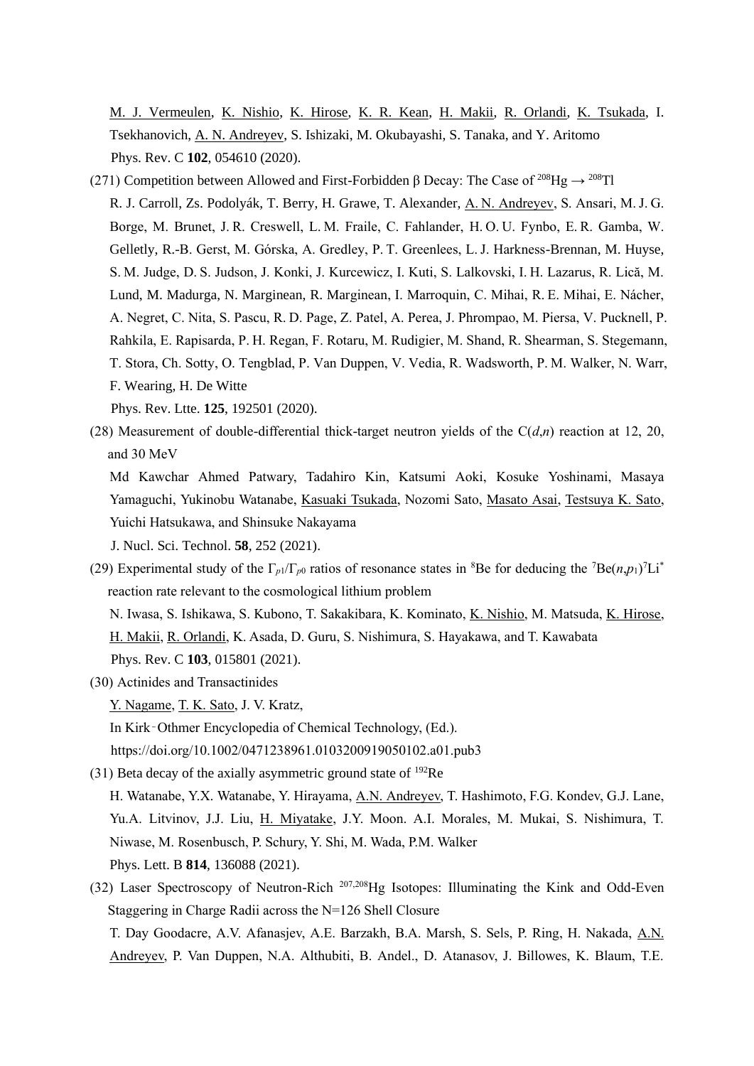M. J. Vermeulen, K. Nishio, K. Hirose, K. R. Kean, H. Makii, R. Orlandi, K. Tsukada, I. Tsekhanovich, A. N. Andreyev, S. Ishizaki, M. Okubayashi, S. Tanaka, and Y. Aritomo
Phys. Rev. C **102**, 054610 (2020).

(271) Competition between Allowed and First-Forbidden β Decay: The Case of $^{208}$Hg → $^{208}$Tl
R. J. Carroll, Zs. Podolyák, T. Berry, H. Grawe, T. Alexander, A. N. Andreyev, S. Ansari, M. J. G. Borge, M. Brunet, J. R. Creswell, L. M. Fraile, C. Fahlander, H. O. U. Fynbo, E. R. Gamba, W. Gelletly, R.-B. Gerst, M. Górska, A. Gredley, P. T. Greenlees, L. J. Harkness-Brennan, M. Huyse, S. M. Judge, D. S. Judson, J. Konki, J. Kurcewicz, I. Kuti, S. Lalkovski, I. H. Lazarus, R. Lică, M. Lund, M. Madurga, N. Marginean, R. Marginean, I. Marroquin, C. Mihai, R. E. Mihai, E. Nácher, A. Negret, C. Nita, S. Pascu, R. D. Page, Z. Patel, A. Perea, J. Phrompao, M. Piersa, V. Pucknell, P. Rahkila, E. Rapisarda, P. H. Regan, F. Rotaru, M. Rudigier, M. Shand, R. Shearman, S. Stegemann, T. Stora, Ch. Sotty, O. Tengblad, P. Van Duppen, V. Vedia, R. Wadsworth, P. M. Walker, N. Warr, F. Wearing, H. De Witte
Phys. Rev. Ltte. **125**, 192501 (2020).

(28) Measurement of double-differential thick-target neutron yields of the C($d$,$n$) reaction at 12, 20, and 30 MeV
Md Kawchar Ahmed Patwary, Tadahiro Kin, Katsumi Aoki, Kosuke Yoshinami, Masaya Yamaguchi, Yukinobu Watanabe, Kasuaki Tsukada, Nozomi Sato, Masato Asai, Testsuya K. Sato, Yuichi Hatsukawa, and Shinsuke Nakayama
J. Nucl. Sci. Technol. **58**, 252 (2021).

(29) Experimental study of the $\Gamma_{p1}/\Gamma_{p0}$ ratios of resonance states in $^{8}$Be for deducing the $^{7}$Be($n$,$p_1$)$^{7}$Li$^{*}$ reaction rate relevant to the cosmological lithium problem
N. Iwasa, S. Ishikawa, S. Kubono, T. Sakakibara, K. Kominato, K. Nishio, M. Matsuda, K. Hirose, H. Makii, R. Orlandi, K. Asada, D. Guru, S. Nishimura, S. Hayakawa, and T. Kawabata
Phys. Rev. C **103**, 015801 (2021).

(30) Actinides and Transactinides
Y. Nagame, T. K. Sato, J. V. Kratz,
In Kirk‐Othmer Encyclopedia of Chemical Technology, (Ed.).
https://doi.org/10.1002/0471238961.0103200919050102.a01.pub3

(31) Beta decay of the axially asymmetric ground state of $^{192}$Re
H. Watanabe, Y.X. Watanabe, Y. Hirayama, A.N. Andreyev, T. Hashimoto, F.G. Kondev, G.J. Lane, Yu.A. Litvinov, J.J. Liu, H. Miyatake, J.Y. Moon. A.I. Morales, M. Mukai, S. Nishimura, T. Niwase, M. Rosenbusch, P. Schury, Y. Shi, M. Wada, P.M. Walker
Phys. Lett. B **814**, 136088 (2021).

(32) Laser Spectroscopy of Neutron-Rich $^{207,208}$Hg Isotopes: Illuminating the Kink and Odd-Even Staggering in Charge Radii across the N=126 Shell Closure
T. Day Goodacre, A.V. Afanasjev, A.E. Barzakh, B.A. Marsh, S. Sels, P. Ring, H. Nakada, A.N. Andreyev, P. Van Duppen, N.A. Althubiti, B. Andel., D. Atanasov, J. Billowes, K. Blaum, T.E.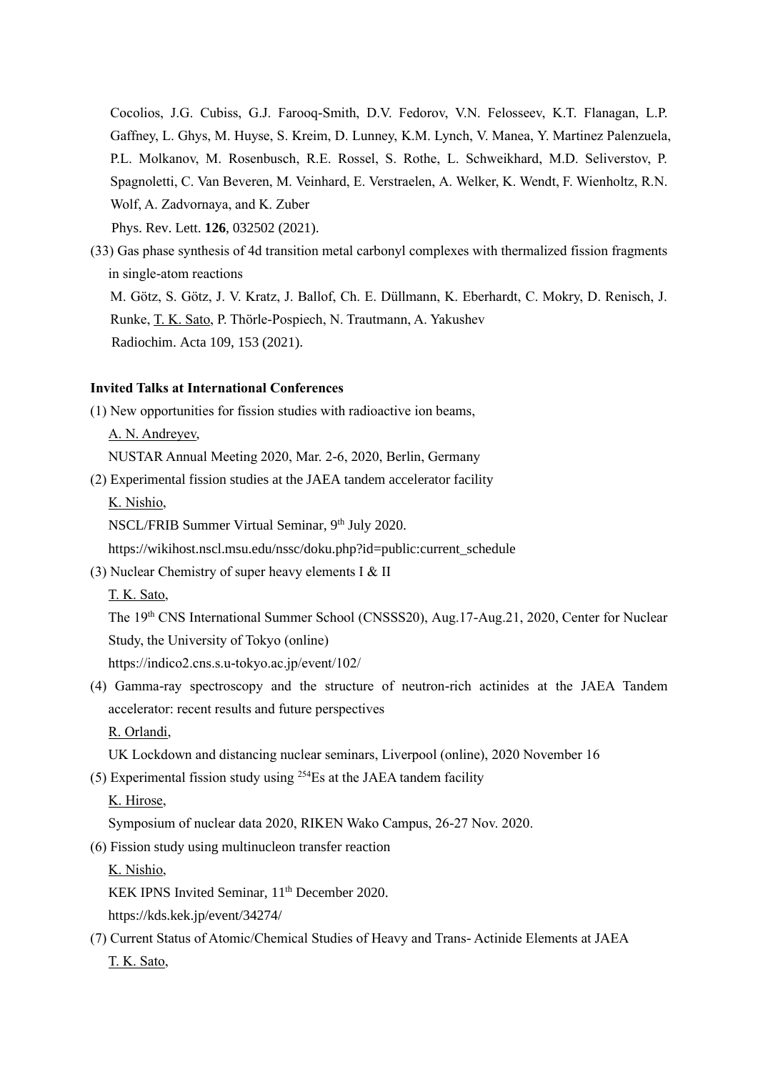Cocolios, J.G. Cubiss, G.J. Farooq-Smith, D.V. Fedorov, V.N. Felosseev, K.T. Flanagan, L.P. Gaffney, L. Ghys, M. Huyse, S. Kreim, D. Lunney, K.M. Lynch, V. Manea, Y. Martinez Palenzuela, P.L. Molkanov, M. Rosenbusch, R.E. Rossel, S. Rothe, L. Schweikhard, M.D. Seliverstov, P. Spagnoletti, C. Van Beveren, M. Veinhard, E. Verstraelen, A. Welker, K. Wendt, F. Wienholtz, R.N. Wolf, A. Zadvornaya, and K. Zuber

Phys. Rev. Lett. **126**, 032502 (2021).

(33) Gas phase synthesis of 4d transition metal carbonyl complexes with thermalized fission fragments in single-atom reactions

M. Götz, S. Götz, J. V. Kratz, J. Ballof, Ch. E. Düllmann, K. Eberhardt, C. Mokry, D. Renisch, J. Runke, T. K. Sato, P. Thörle-Pospiech, N. Trautmann, A. Yakushev

Radiochim. Acta 109, 153 (2021).

**Invited Talks at International Conferences**

(1) New opportunities for fission studies with radioactive ion beams,

A. N. Andreyev,

NUSTAR Annual Meeting 2020, Mar. 2-6, 2020, Berlin, Germany

(2) Experimental fission studies at the JAEA tandem accelerator facility

K. Nishio,

NSCL/FRIB Summer Virtual Seminar, 9th July 2020.

https://wikihost.nscl.msu.edu/nssc/doku.php?id=public:current_schedule

(3) Nuclear Chemistry of super heavy elements I & II

T. K. Sato,

The 19th CNS International Summer School (CNSSS20), Aug.17-Aug.21, 2020, Center for Nuclear Study, the University of Tokyo (online)

https://indico2.cns.s.u-tokyo.ac.jp/event/102/

(4) Gamma-ray spectroscopy and the structure of neutron-rich actinides at the JAEA Tandem accelerator: recent results and future perspectives

R. Orlandi,

UK Lockdown and distancing nuclear seminars, Liverpool (online), 2020 November 16

(5) Experimental fission study using $^{254}$Es at the JAEA tandem facility

K. Hirose,

Symposium of nuclear data 2020, RIKEN Wako Campus, 26-27 Nov. 2020.

(6) Fission study using multinucleon transfer reaction

K. Nishio,

KEK IPNS Invited Seminar, 11th December 2020.

https://kds.kek.jp/event/34274/

(7) Current Status of Atomic/Chemical Studies of Heavy and Trans- Actinide Elements at JAEA

T. K. Sato,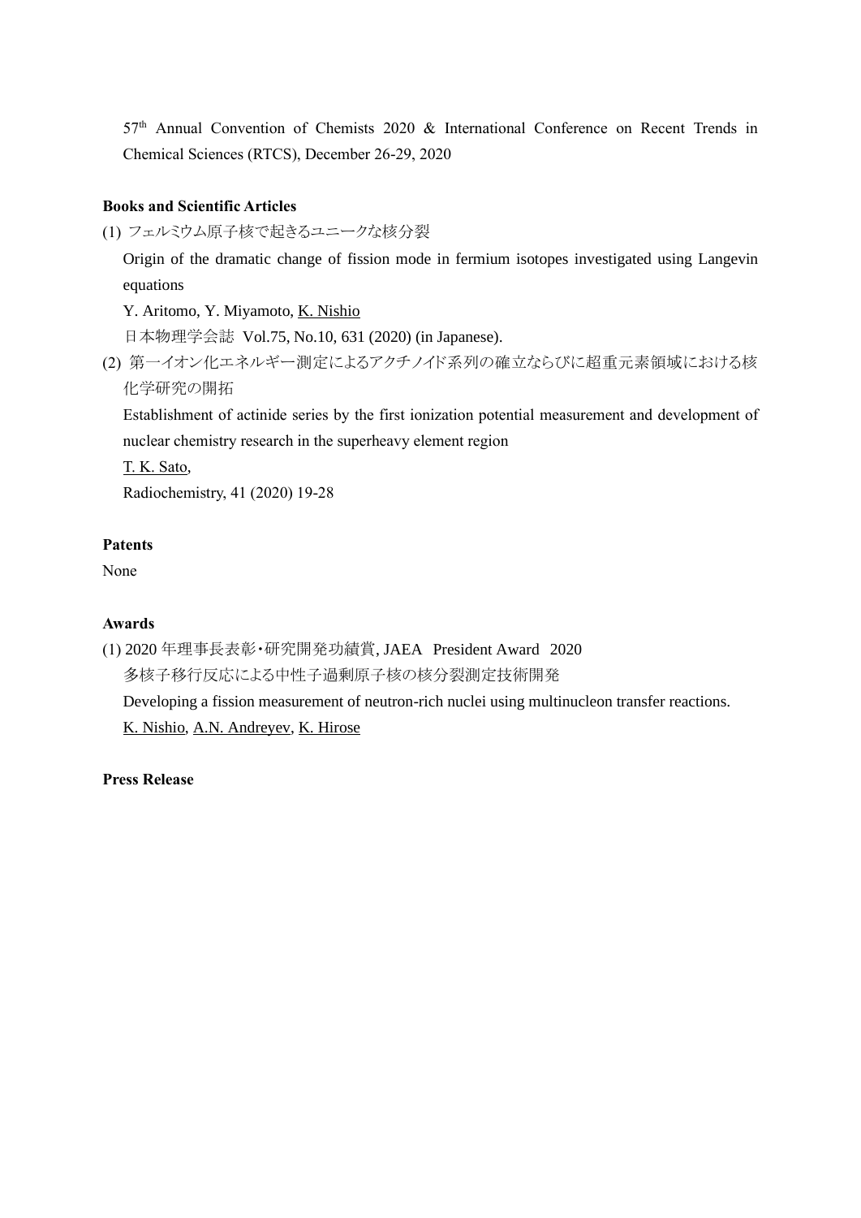57th Annual Convention of Chemists 2020 & International Conference on Recent Trends in Chemical Sciences (RTCS), December 26-29, 2020

**Books and Scientific Articles**

(1) フェルミウム原子核で起きるユニークな核分裂

Origin of the dramatic change of fission mode in fermium isotopes investigated using Langevin equations

Y. Aritomo, Y. Miyamoto, K. Nishio

日本物理学会誌 Vol.75, No.10, 631 (2020) (in Japanese).

(2) 第一イオン化エネルギー測定によるアクチノイド系列の確立ならびに超重元素領域における核化学研究の開拓

Establishment of actinide series by the first ionization potential measurement and development of nuclear chemistry research in the superheavy element region

T. K. Sato,

Radiochemistry, 41 (2020) 19-28

**Patents**

None

**Awards**

(1) 2020 年理事長表彰・研究開発功績賞, JAEA President Award 2020

多核子移行反応による中性子過剰原子核の核分裂測定技術開発

Developing a fission measurement of neutron-rich nuclei using multinucleon transfer reactions.

K. Nishio, A.N. Andreyev, K. Hirose

**Press Release**